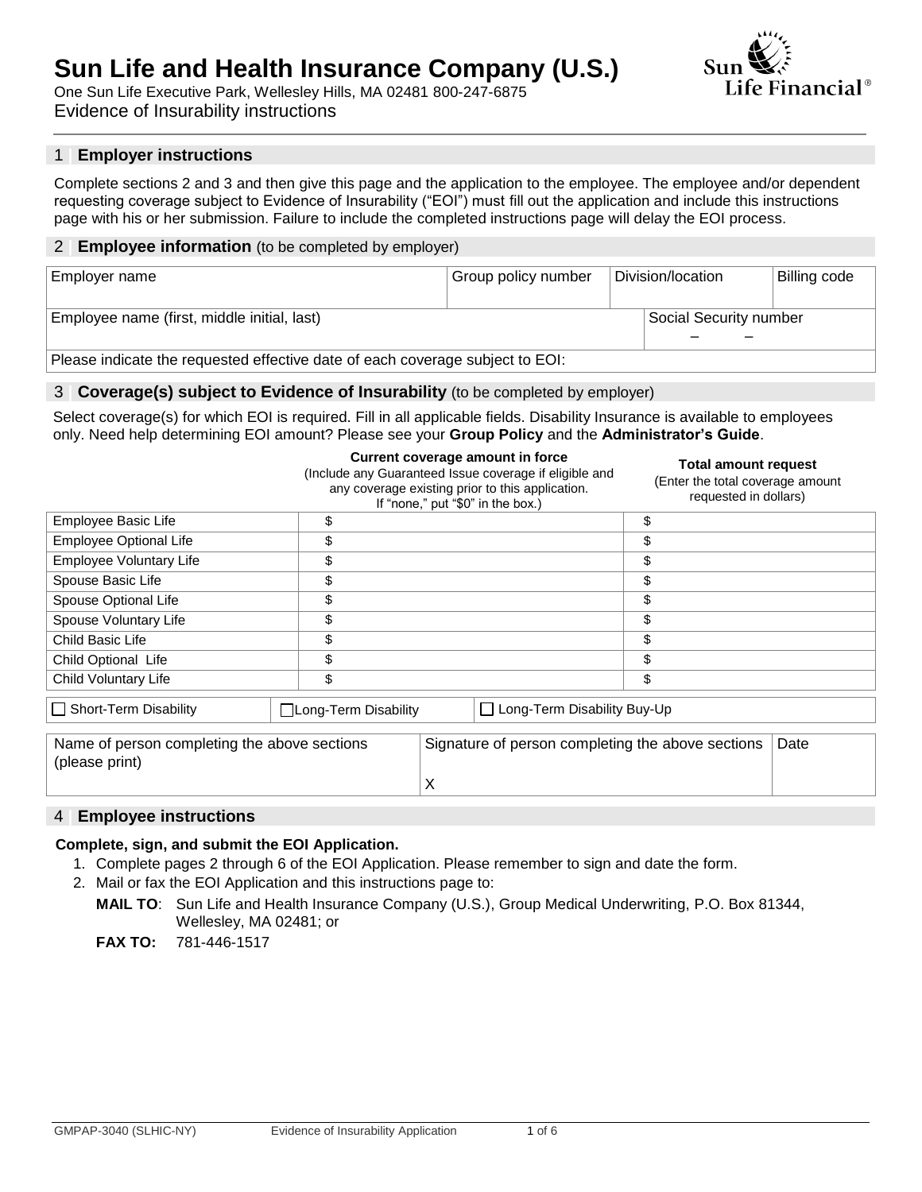# Sun Life and Health Insurance Company (U.S.)

One Sun Life Executive Park, Wellesley Hills, MA 02481 800-247-6875

Evidence of Insurability instructions

## 1 Employer instructions

Complete sections 2 and 3 and then give this page and the application to the employee. The employee and/or dependent requesting coverage subject to Evidence of Insurability ("EOI") must fill out the application and include this instructions page with his or her submission. Failure to include the completed instructions page will delay the EOI process.

## 2 Employee information (to be completed by employer)

| Employer name | Group policy number | Division/location | Billing code |
|---|---|---|---|
| | | | |

| Employee name (first, middle initial, last) | Social Security number |
|---|---|
| | – – |

Please indicate the requested effective date of each coverage subject to EOI:

## 3 Coverage(s) subject to Evidence of Insurability (to be completed by employer)

Select coverage(s) for which EOI is required. Fill in all applicable fields. Disability Insurance is available to employees only. Need help determining EOI amount? Please see your **Group Policy** and the **Administrator's Guide**.

| | **Current coverage amount in force** (Include any Guaranteed Issue coverage if eligible and any coverage existing prior to this application. If "none," put "$0" in the box.) | **Total amount request** (Enter the total coverage amount requested in dollars) |
|---|---|---|
| Employee Basic Life | $ | $ |
| Employee Optional Life | $ | $ |
| Employee Voluntary Life | $ | $ |
| Spouse Basic Life | $ | $ |
| Spouse Optional Life | $ | $ |
| Spouse Voluntary Life | $ | $ |
| Child Basic Life | $ | $ |
| Child Optional Life | $ | $ |
| Child Voluntary Life | $ | $ |

☐ Short-Term Disability ☐ Long-Term Disability ☐ Long-Term Disability Buy-Up

| Name of person completing the above sections (please print) | Signature of person completing the above sections | Date |
|---|---|---|
| | X | |

## 4 Employee instructions

**Complete, sign, and submit the EOI Application.**

1. Complete pages 2 through 6 of the EOI Application. Please remember to sign and date the form.
2. Mail or fax the EOI Application and this instructions page to:

   **MAIL TO**: Sun Life and Health Insurance Company (U.S.), Group Medical Underwriting, P.O. Box 81344, Wellesley, MA 02481; or

   **FAX TO:** 781-446-1517

GMPAP-3040 (SLHIC-NY) Evidence of Insurability Application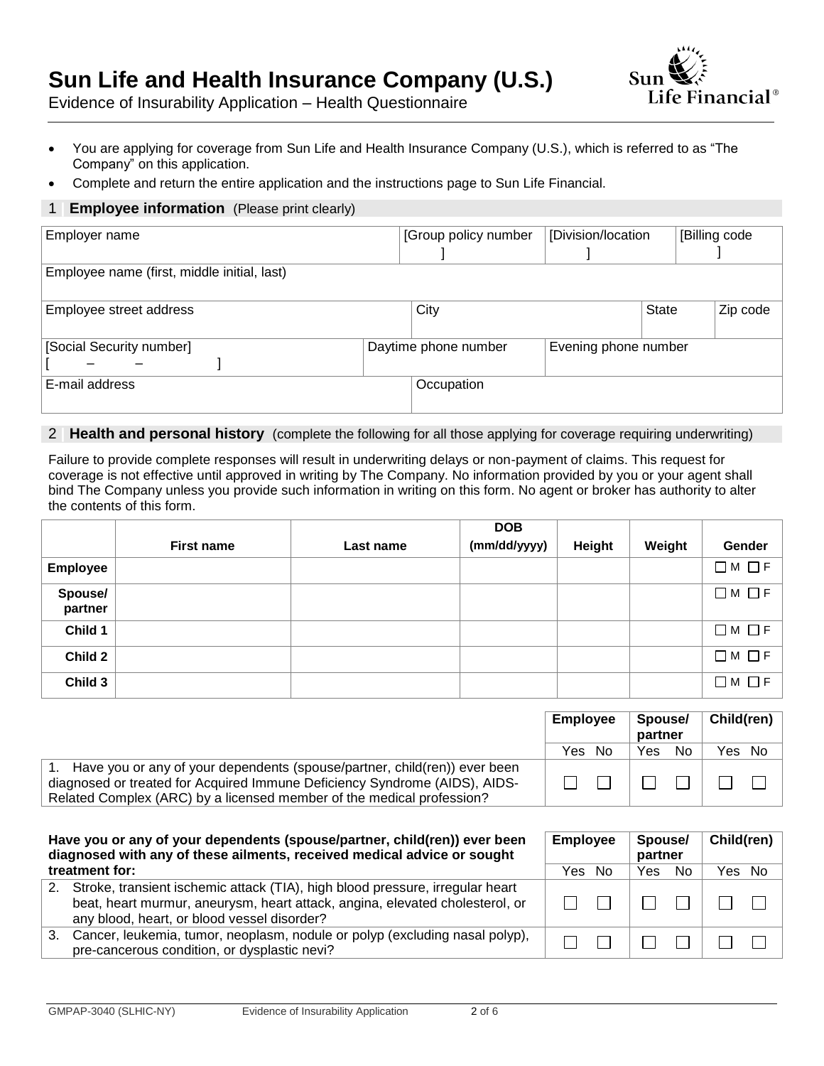# Sun Life and Health Insurance Company (U.S.)

Evidence of Insurability Application – Health Questionnaire

- You are applying for coverage from Sun Life and Health Insurance Company (U.S.), which is referred to as "The Company" on this application.
- Complete and return the entire application and the instructions page to Sun Life Financial.

## 1 Employee information (Please print clearly)

| Employer name | [Group policy number ] | [Division/location ] | [Billing code ] |
|---|---|---|---|
| Employee name (first, middle initial, last) | | | |
| Employee street address | City | State | Zip code |
| [Social Security number] [ – – ] | Daytime phone number | Evening phone number | |
| E-mail address | Occupation | | |

## 2 Health and personal history (complete the following for all those applying for coverage requiring underwriting)

Failure to provide complete responses will result in underwriting delays or non-payment of claims. This request for coverage is not effective until approved in writing by The Company. No information provided by you or your agent shall bind The Company unless you provide such information in writing on this form. No agent or broker has authority to alter the contents of this form.

| | First name | Last name | DOB (mm/dd/yyyy) | Height | Weight | Gender |
|---|---|---|---|---|---|---|
| **Employee** | | | | | | ☐ M ☐ F |
| **Spouse/ partner** | | | | | | ☐ M ☐ F |
| **Child 1** | | | | | | ☐ M ☐ F |
| **Child 2** | | | | | | ☐ M ☐ F |
| **Child 3** | | | | | | ☐ M ☐ F |

| | Employee | | Spouse/ partner | | Child(ren) | |
|---|---|---|---|---|---|---|
| | Yes | No | Yes | No | Yes | No |
| 1. Have you or any of your dependents (spouse/partner, child(ren)) ever been diagnosed or treated for Acquired Immune Deficiency Syndrome (AIDS), AIDS-Related Complex (ARC) by a licensed member of the medical profession? | ☐ | ☐ | ☐ | ☐ | ☐ | ☐ |

| **Have you or any of your dependents (spouse/partner, child(ren)) ever been diagnosed with any of these ailments, received medical advice or sought treatment for:** | Employee | | Spouse/ partner | | Child(ren) | |
|---|---|---|---|---|---|---|
| | Yes | No | Yes | No | Yes | No |
| 2. Stroke, transient ischemic attack (TIA), high blood pressure, irregular heart beat, heart murmur, aneurysm, heart attack, angina, elevated cholesterol, or any blood, heart, or blood vessel disorder? | ☐ | ☐ | ☐ | ☐ | ☐ | ☐ |
| 3. Cancer, leukemia, tumor, neoplasm, nodule or polyp (excluding nasal polyp), pre-cancerous condition, or dysplastic nevi? | ☐ | ☐ | ☐ | ☐ | ☐ | ☐ |

GMPAP-3040 (SLHIC-NY) Evidence of Insurability Application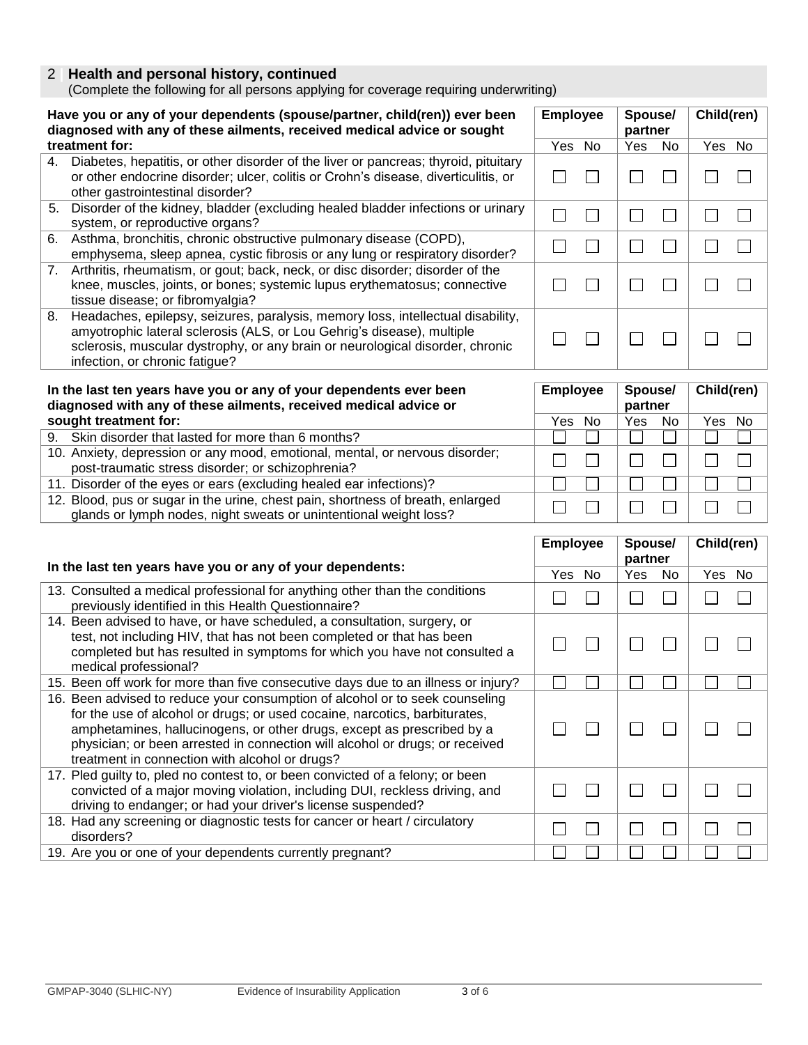## 2 | Health and personal history, continued

(Complete the following for all persons applying for coverage requiring underwriting)

| Have you or any of your dependents (spouse/partner, child(ren)) ever been diagnosed with any of these ailments, received medical advice or sought treatment for: | Employee | | Spouse/ partner | | Child(ren) | |
|---|---|---|---|---|---|---|
| | Yes | No | Yes | No | Yes | No |
| 4. Diabetes, hepatitis, or other disorder of the liver or pancreas; thyroid, pituitary or other endocrine disorder; ulcer, colitis or Crohn's disease, diverticulitis, or other gastrointestinal disorder? | ☐ | ☐ | ☐ | ☐ | ☐ | ☐ |
| 5. Disorder of the kidney, bladder (excluding healed bladder infections or urinary system, or reproductive organs? | ☐ | ☐ | ☐ | ☐ | ☐ | ☐ |
| 6. Asthma, bronchitis, chronic obstructive pulmonary disease (COPD), emphysema, sleep apnea, cystic fibrosis or any lung or respiratory disorder? | ☐ | ☐ | ☐ | ☐ | ☐ | ☐ |
| 7. Arthritis, rheumatism, or gout; back, neck, or disc disorder; disorder of the knee, muscles, joints, or bones; systemic lupus erythematosus; connective tissue disease; or fibromyalgia? | ☐ | ☐ | ☐ | ☐ | ☐ | ☐ |
| 8. Headaches, epilepsy, seizures, paralysis, memory loss, intellectual disability, amyotrophic lateral sclerosis (ALS, or Lou Gehrig's disease), multiple sclerosis, muscular dystrophy, or any brain or neurological disorder, chronic infection, or chronic fatigue? | ☐ | ☐ | ☐ | ☐ | ☐ | ☐ |

| In the last ten years have you or any of your dependents ever been diagnosed with any of these ailments, received medical advice or sought treatment for: | Employee | | Spouse/ partner | | Child(ren) | |
|---|---|---|---|---|---|---|
| | Yes | No | Yes | No | Yes | No |
| 9. Skin disorder that lasted for more than 6 months? | ☐ | ☐ | ☐ | ☐ | ☐ | ☐ |
| 10. Anxiety, depression or any mood, emotional, mental, or nervous disorder; post-traumatic stress disorder; or schizophrenia? | ☐ | ☐ | ☐ | ☐ | ☐ | ☐ |
| 11. Disorder of the eyes or ears (excluding healed ear infections)? | ☐ | ☐ | ☐ | ☐ | ☐ | ☐ |
| 12. Blood, pus or sugar in the urine, chest pain, shortness of breath, enlarged glands or lymph nodes, night sweats or unintentional weight loss? | ☐ | ☐ | ☐ | ☐ | ☐ | ☐ |

| In the last ten years have you or any of your dependents: | Employee | | Spouse/ partner | | Child(ren) | |
|---|---|---|---|---|---|---|
| | Yes | No | Yes | No | Yes | No |
| 13. Consulted a medical professional for anything other than the conditions previously identified in this Health Questionnaire? | ☐ | ☐ | ☐ | ☐ | ☐ | ☐ |
| 14. Been advised to have, or have scheduled, a consultation, surgery, or test, not including HIV, that has not been completed or that has been completed but has resulted in symptoms for which you have not consulted a medical professional? | ☐ | ☐ | ☐ | ☐ | ☐ | ☐ |
| 15. Been off work for more than five consecutive days due to an illness or injury? | ☐ | ☐ | ☐ | ☐ | ☐ | ☐ |
| 16. Been advised to reduce your consumption of alcohol or to seek counseling for the use of alcohol or drugs; or used cocaine, narcotics, barbiturates, amphetamines, hallucinogens, or other drugs, except as prescribed by a physician; or been arrested in connection will alcohol or drugs; or received treatment in connection with alcohol or drugs? | ☐ | ☐ | ☐ | ☐ | ☐ | ☐ |
| 17. Pled guilty to, pled no contest to, or been convicted of a felony; or been convicted of a major moving violation, including DUI, reckless driving, and driving to endanger; or had your driver's license suspended? | ☐ | ☐ | ☐ | ☐ | ☐ | ☐ |
| 18. Had any screening or diagnostic tests for cancer or heart / circulatory disorders? | ☐ | ☐ | ☐ | ☐ | ☐ | ☐ |
| 19. Are you or one of your dependents currently pregnant? | ☐ | ☐ | ☐ | ☐ | ☐ | ☐ |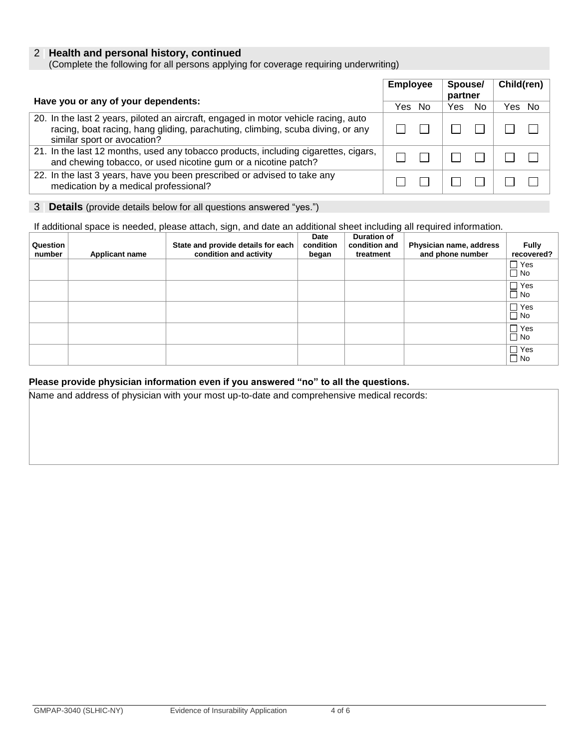## 2 Health and personal history, continued

(Complete the following for all persons applying for coverage requiring underwriting)

| Have you or any of your dependents: | Employee | | Spouse/ partner | | Child(ren) | |
|---|---|---|---|---|---|---|
| | Yes | No | Yes | No | Yes | No |
| 20. In the last 2 years, piloted an aircraft, engaged in motor vehicle racing, auto racing, boat racing, hang gliding, parachuting, climbing, scuba diving, or any similar sport or avocation? | ☐ | ☐ | ☐ | ☐ | ☐ | ☐ |
| 21. In the last 12 months, used any tobacco products, including cigarettes, cigars, and chewing tobacco, or used nicotine gum or a nicotine patch? | ☐ | ☐ | ☐ | ☐ | ☐ | ☐ |
| 22. In the last 3 years, have you been prescribed or advised to take any medication by a medical professional? | ☐ | ☐ | ☐ | ☐ | ☐ | ☐ |

## 3 Details (provide details below for all questions answered "yes.")

If additional space is needed, please attach, sign, and date an additional sheet including all required information.

| Question number | Applicant name | State and provide details for each condition and activity | Date condition began | Duration of condition and treatment | Physician name, address and phone number | Fully recovered? |
|---|---|---|---|---|---|---|
| | | | | | | ☐ Yes ☐ No |
| | | | | | | ☐ Yes ☐ No |
| | | | | | | ☐ Yes ☐ No |
| | | | | | | ☐ Yes ☐ No |
| | | | | | | ☐ Yes ☐ No |

**Please provide physician information even if you answered "no" to all the questions.**

Name and address of physician with your most up-to-date and comprehensive medical records: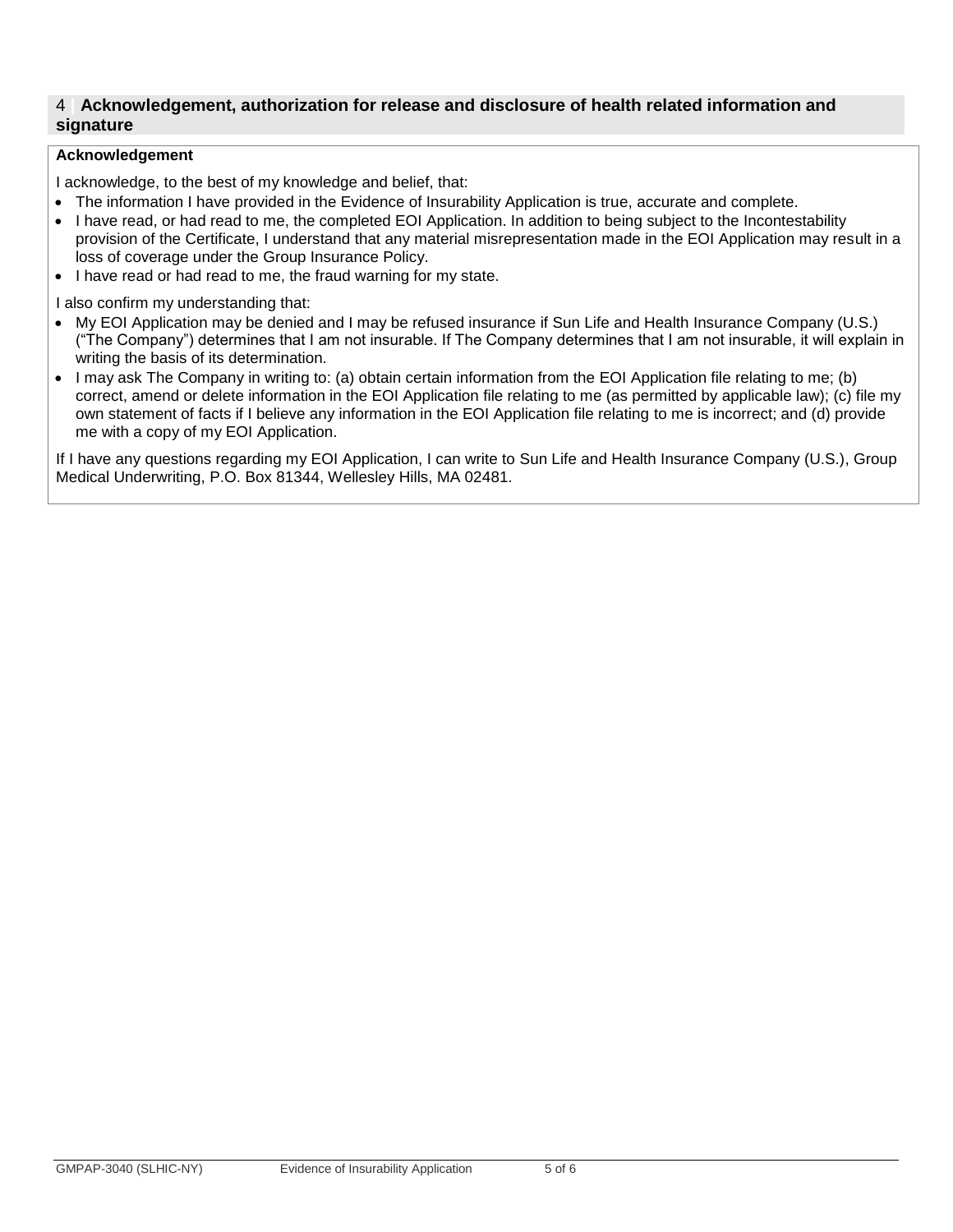## 4 Acknowledgement, authorization for release and disclosure of health related information and signature

### Acknowledgement

I acknowledge, to the best of my knowledge and belief, that:

- The information I have provided in the Evidence of Insurability Application is true, accurate and complete.
- I have read, or had read to me, the completed EOI Application. In addition to being subject to the Incontestability provision of the Certificate, I understand that any material misrepresentation made in the EOI Application may result in a loss of coverage under the Group Insurance Policy.
- I have read or had read to me, the fraud warning for my state.

I also confirm my understanding that:

- My EOI Application may be denied and I may be refused insurance if Sun Life and Health Insurance Company (U.S.) ("The Company") determines that I am not insurable. If The Company determines that I am not insurable, it will explain in writing the basis of its determination.
- I may ask The Company in writing to: (a) obtain certain information from the EOI Application file relating to me; (b) correct, amend or delete information in the EOI Application file relating to me (as permitted by applicable law); (c) file my own statement of facts if I believe any information in the EOI Application file relating to me is incorrect; and (d) provide me with a copy of my EOI Application.

If I have any questions regarding my EOI Application, I can write to Sun Life and Health Insurance Company (U.S.), Group Medical Underwriting, P.O. Box 81344, Wellesley Hills, MA 02481.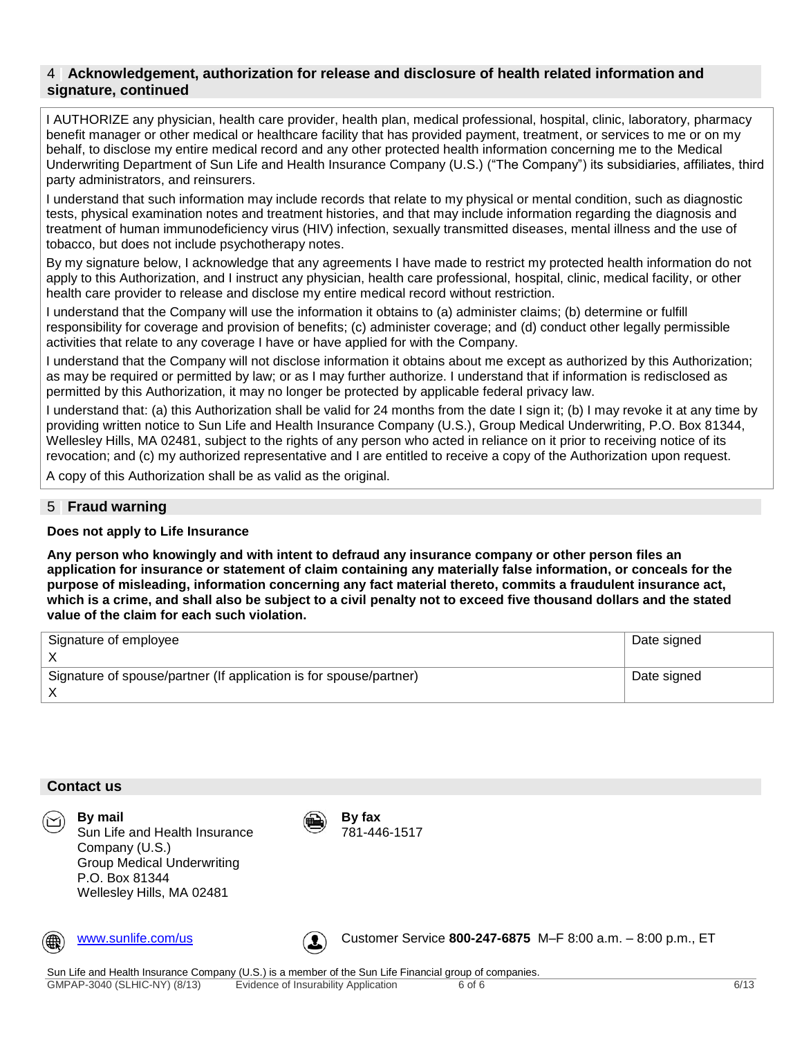## 4 Acknowledgement, authorization for release and disclosure of health related information and signature, continued

I AUTHORIZE any physician, health care provider, health plan, medical professional, hospital, clinic, laboratory, pharmacy benefit manager or other medical or healthcare facility that has provided payment, treatment, or services to me or on my behalf, to disclose my entire medical record and any other protected health information concerning me to the Medical Underwriting Department of Sun Life and Health Insurance Company (U.S.) ("The Company") its subsidiaries, affiliates, third party administrators, and reinsurers.

I understand that such information may include records that relate to my physical or mental condition, such as diagnostic tests, physical examination notes and treatment histories, and that may include information regarding the diagnosis and treatment of human immunodeficiency virus (HIV) infection, sexually transmitted diseases, mental illness and the use of tobacco, but does not include psychotherapy notes.

By my signature below, I acknowledge that any agreements I have made to restrict my protected health information do not apply to this Authorization, and I instruct any physician, health care professional, hospital, clinic, medical facility, or other health care provider to release and disclose my entire medical record without restriction.

I understand that the Company will use the information it obtains to (a) administer claims; (b) determine or fulfill responsibility for coverage and provision of benefits; (c) administer coverage; and (d) conduct other legally permissible activities that relate to any coverage I have or have applied for with the Company.

I understand that the Company will not disclose information it obtains about me except as authorized by this Authorization; as may be required or permitted by law; or as I may further authorize. I understand that if information is redisclosed as permitted by this Authorization, it may no longer be protected by applicable federal privacy law.

I understand that: (a) this Authorization shall be valid for 24 months from the date I sign it; (b) I may revoke it at any time by providing written notice to Sun Life and Health Insurance Company (U.S.), Group Medical Underwriting, P.O. Box 81344, Wellesley Hills, MA 02481, subject to the rights of any person who acted in reliance on it prior to receiving notice of its revocation; and (c) my authorized representative and I are entitled to receive a copy of the Authorization upon request.

A copy of this Authorization shall be as valid as the original.

## 5 Fraud warning

**Does not apply to Life Insurance**

**Any person who knowingly and with intent to defraud any insurance company or other person files an application for insurance or statement of claim containing any materially false information, or conceals for the purpose of misleading, information concerning any fact material thereto, commits a fraudulent insurance act, which is a crime, and shall also be subject to a civil penalty not to exceed five thousand dollars and the stated value of the claim for each such violation.**

| | |
|---|---|
| Signature of employee<br>X | Date signed |
| Signature of spouse/partner (If application is for spouse/partner)<br>X | Date signed |

## Contact us

**By mail**
Sun Life and Health Insurance Company (U.S.)
Group Medical Underwriting
P.O. Box 81344
Wellesley Hills, MA 02481

**By fax**
781-446-1517

www.sunlife.com/us

Customer Service **800-247-6875** M–F 8:00 a.m. – 8:00 p.m., ET

Sun Life and Health Insurance Company (U.S.) is a member of the Sun Life Financial group of companies.

GMPAP-3040 (SLHIC-NY) (8/13) Evidence of Insurability Application 6/13